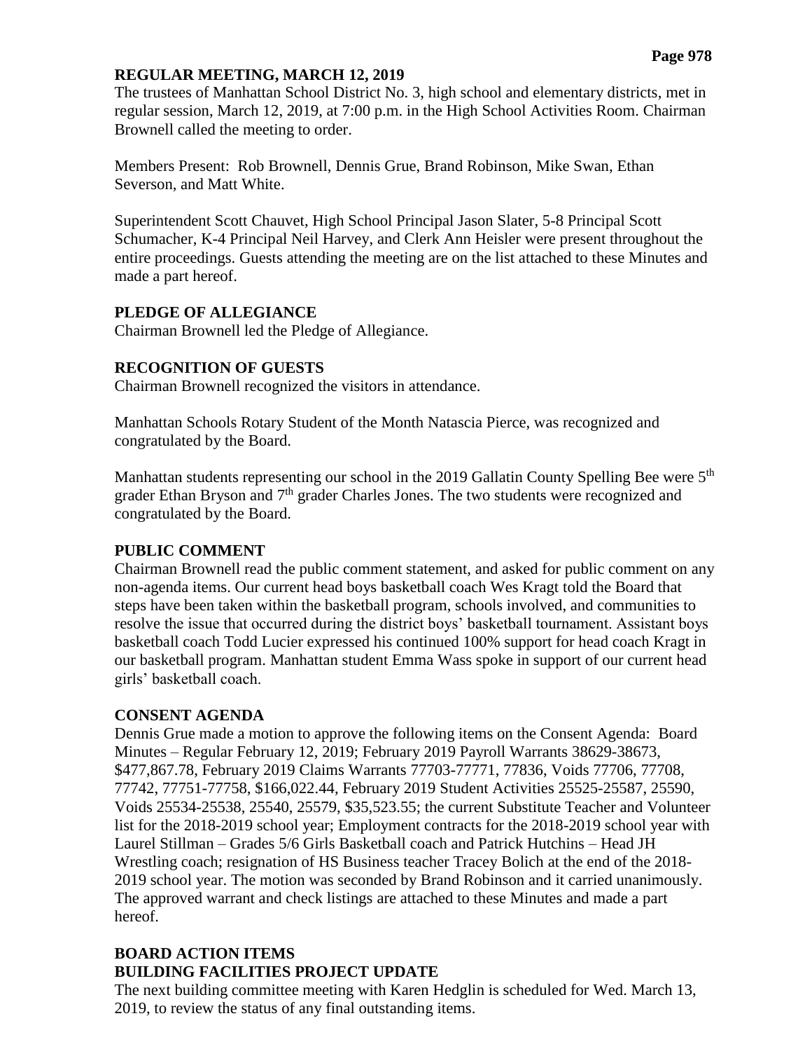## REGULAR MEETING, MARCH 12, 2019

The trustees of Manhattan School District No. 3, high school and elementary districts, met in regular session, March 12, 2019, at 7:00 p.m. in the High School Activities Room. Chairman Brownell called the meeting to order.

Members Present: Rob Brownell, Dennis Grue, Brand Robinson, Mike Swan, Ethan Severson, and Matt White.

Superintendent Scott Chauvet, High School Principal Jason Slater, 5-8 Principal Scott Schumacher, K-4 Principal Neil Harvey, and Clerk Ann Heisler were present throughout the entire proceedings. Guests attending the meeting are on the list attached to these Minutes and made a part hereof.

## PLEDGE OF ALLEGIANCE

Chairman Brownell led the Pledge of Allegiance.

## RECOGNITION OF GUESTS

Chairman Brownell recognized the visitors in attendance.

Manhattan Schools Rotary Student of the Month Natascia Pierce, was recognized and congratulated by the Board.

Manhattan students representing our school in the 2019 Gallatin County Spelling Bee were 5th grader Ethan Bryson and 7th grader Charles Jones. The two students were recognized and congratulated by the Board.

## PUBLIC COMMENT

Chairman Brownell read the public comment statement, and asked for public comment on any non-agenda items. Our current head boys basketball coach Wes Kragt told the Board that steps have been taken within the basketball program, schools involved, and communities to resolve the issue that occurred during the district boys' basketball tournament. Assistant boys basketball coach Todd Lucier expressed his continued 100% support for head coach Kragt in our basketball program. Manhattan student Emma Wass spoke in support of our current head girls' basketball coach.

## CONSENT AGENDA

Dennis Grue made a motion to approve the following items on the Consent Agenda: Board Minutes – Regular February 12, 2019; February 2019 Payroll Warrants 38629-38673, $477,867.78, February 2019 Claims Warrants 77703-77771, 77836, Voids 77706, 77708, 77742, 77751-77758, $166,022.44, February 2019 Student Activities 25525-25587, 25590, Voids 25534-25538, 25540, 25579, $35,523.55; the current Substitute Teacher and Volunteer list for the 2018-2019 school year; Employment contracts for the 2018-2019 school year with Laurel Stillman – Grades 5/6 Girls Basketball coach and Patrick Hutchins – Head JH Wrestling coach; resignation of HS Business teacher Tracey Bolich at the end of the 2018-2019 school year. The motion was seconded by Brand Robinson and it carried unanimously. The approved warrant and check listings are attached to these Minutes and made a part hereof.

## BOARD ACTION ITEMS

### BUILDING FACILITIES PROJECT UPDATE

The next building committee meeting with Karen Hedglin is scheduled for Wed. March 13, 2019, to review the status of any final outstanding items.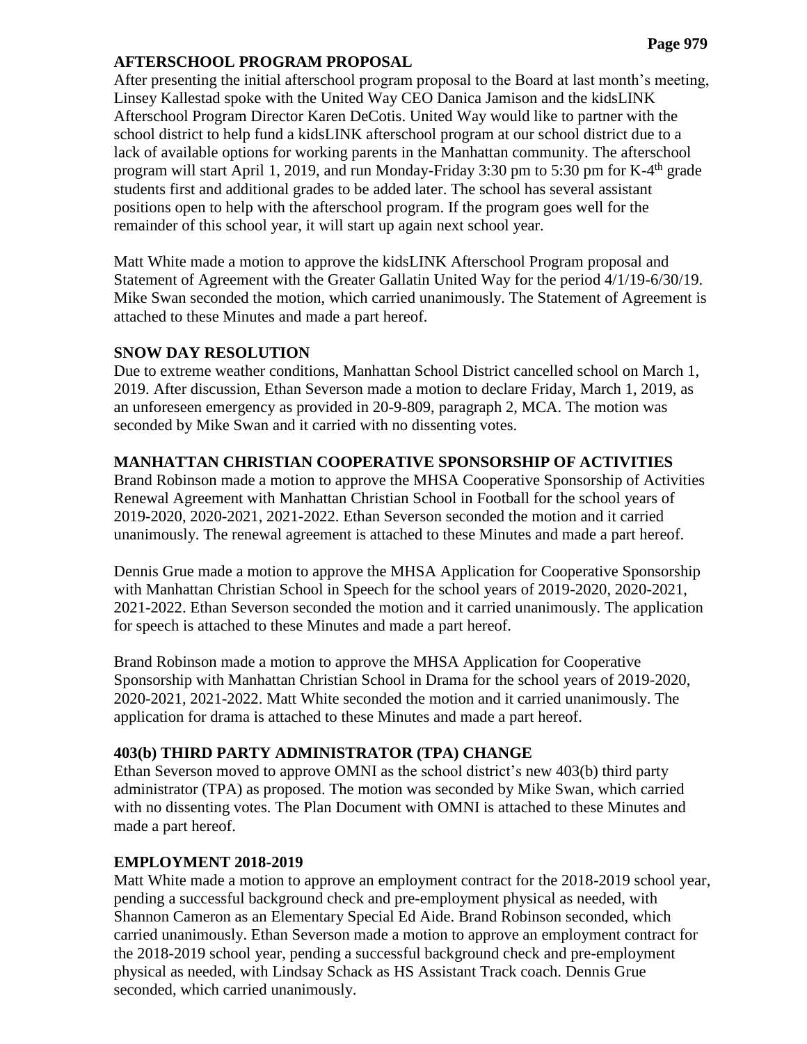## AFTERSCHOOL PROGRAM PROPOSAL

After presenting the initial afterschool program proposal to the Board at last month's meeting, Linsey Kallestad spoke with the United Way CEO Danica Jamison and the kidsLINK Afterschool Program Director Karen DeCotis. United Way would like to partner with the school district to help fund a kidsLINK afterschool program at our school district due to a lack of available options for working parents in the Manhattan community. The afterschool program will start April 1, 2019, and run Monday-Friday 3:30 pm to 5:30 pm for K-4th grade students first and additional grades to be added later. The school has several assistant positions open to help with the afterschool program. If the program goes well for the remainder of this school year, it will start up again next school year.

Matt White made a motion to approve the kidsLINK Afterschool Program proposal and Statement of Agreement with the Greater Gallatin United Way for the period 4/1/19-6/30/19. Mike Swan seconded the motion, which carried unanimously. The Statement of Agreement is attached to these Minutes and made a part hereof.

## SNOW DAY RESOLUTION

Due to extreme weather conditions, Manhattan School District cancelled school on March 1, 2019. After discussion, Ethan Severson made a motion to declare Friday, March 1, 2019, as an unforeseen emergency as provided in 20-9-809, paragraph 2, MCA. The motion was seconded by Mike Swan and it carried with no dissenting votes.

## MANHATTAN CHRISTIAN COOPERATIVE SPONSORSHIP OF ACTIVITIES

Brand Robinson made a motion to approve the MHSA Cooperative Sponsorship of Activities Renewal Agreement with Manhattan Christian School in Football for the school years of 2019-2020, 2020-2021, 2021-2022. Ethan Severson seconded the motion and it carried unanimously. The renewal agreement is attached to these Minutes and made a part hereof.

Dennis Grue made a motion to approve the MHSA Application for Cooperative Sponsorship with Manhattan Christian School in Speech for the school years of 2019-2020, 2020-2021, 2021-2022. Ethan Severson seconded the motion and it carried unanimously. The application for speech is attached to these Minutes and made a part hereof.

Brand Robinson made a motion to approve the MHSA Application for Cooperative Sponsorship with Manhattan Christian School in Drama for the school years of 2019-2020, 2020-2021, 2021-2022. Matt White seconded the motion and it carried unanimously. The application for drama is attached to these Minutes and made a part hereof.

## 403(b) THIRD PARTY ADMINISTRATOR (TPA) CHANGE

Ethan Severson moved to approve OMNI as the school district's new 403(b) third party administrator (TPA) as proposed. The motion was seconded by Mike Swan, which carried with no dissenting votes. The Plan Document with OMNI is attached to these Minutes and made a part hereof.

## EMPLOYMENT 2018-2019

Matt White made a motion to approve an employment contract for the 2018-2019 school year, pending a successful background check and pre-employment physical as needed, with Shannon Cameron as an Elementary Special Ed Aide. Brand Robinson seconded, which carried unanimously. Ethan Severson made a motion to approve an employment contract for the 2018-2019 school year, pending a successful background check and pre-employment physical as needed, with Lindsay Schack as HS Assistant Track coach. Dennis Grue seconded, which carried unanimously.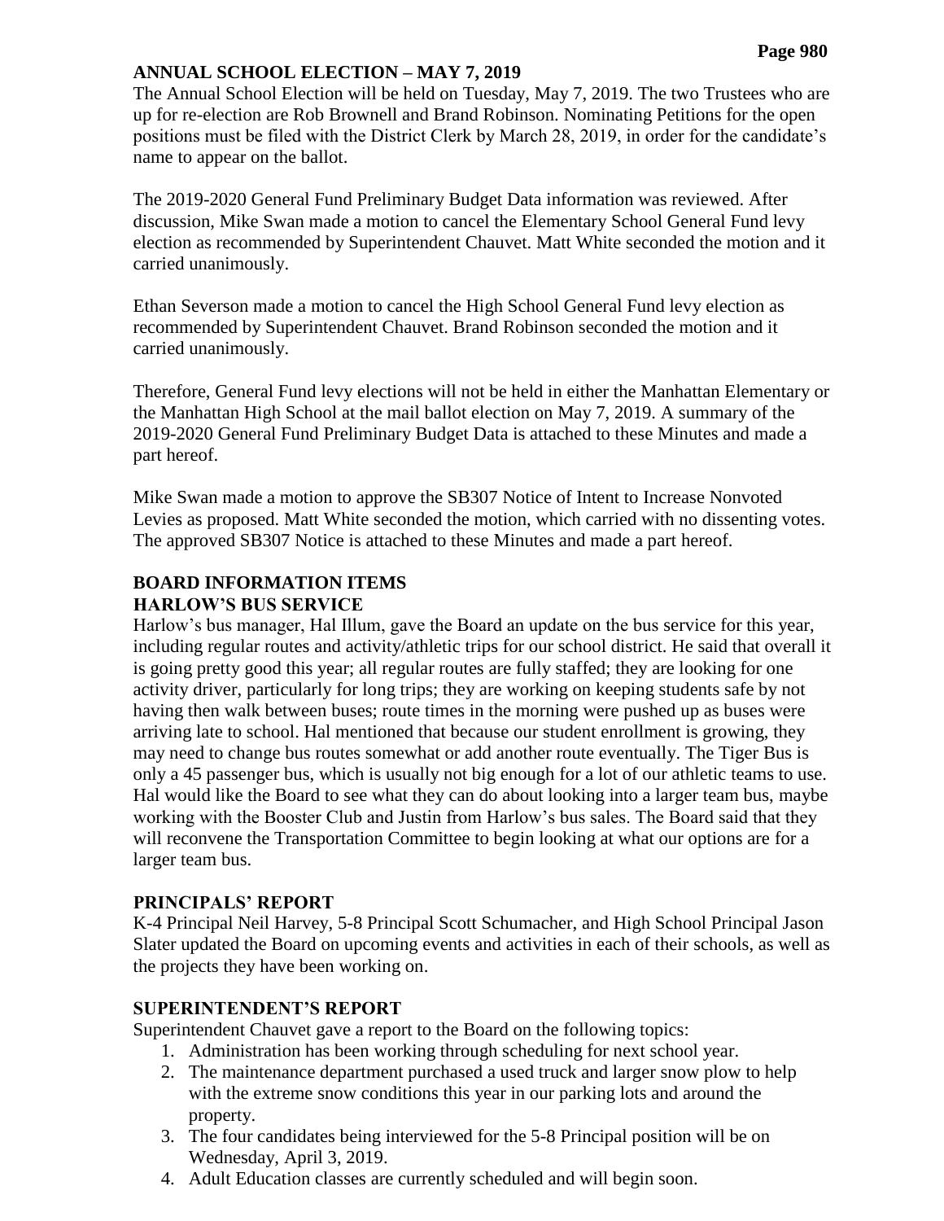## ANNUAL SCHOOL ELECTION – MAY 7, 2019

The Annual School Election will be held on Tuesday, May 7, 2019. The two Trustees who are up for re-election are Rob Brownell and Brand Robinson. Nominating Petitions for the open positions must be filed with the District Clerk by March 28, 2019, in order for the candidate's name to appear on the ballot.

The 2019-2020 General Fund Preliminary Budget Data information was reviewed. After discussion, Mike Swan made a motion to cancel the Elementary School General Fund levy election as recommended by Superintendent Chauvet. Matt White seconded the motion and it carried unanimously.

Ethan Severson made a motion to cancel the High School General Fund levy election as recommended by Superintendent Chauvet. Brand Robinson seconded the motion and it carried unanimously.

Therefore, General Fund levy elections will not be held in either the Manhattan Elementary or the Manhattan High School at the mail ballot election on May 7, 2019. A summary of the 2019-2020 General Fund Preliminary Budget Data is attached to these Minutes and made a part hereof.

Mike Swan made a motion to approve the SB307 Notice of Intent to Increase Nonvoted Levies as proposed. Matt White seconded the motion, which carried with no dissenting votes. The approved SB307 Notice is attached to these Minutes and made a part hereof.

## BOARD INFORMATION ITEMS

### HARLOW'S BUS SERVICE

Harlow's bus manager, Hal Illum, gave the Board an update on the bus service for this year, including regular routes and activity/athletic trips for our school district. He said that overall it is going pretty good this year; all regular routes are fully staffed; they are looking for one activity driver, particularly for long trips; they are working on keeping students safe by not having then walk between buses; route times in the morning were pushed up as buses were arriving late to school. Hal mentioned that because our student enrollment is growing, they may need to change bus routes somewhat or add another route eventually. The Tiger Bus is only a 45 passenger bus, which is usually not big enough for a lot of our athletic teams to use. Hal would like the Board to see what they can do about looking into a larger team bus, maybe working with the Booster Club and Justin from Harlow's bus sales. The Board said that they will reconvene the Transportation Committee to begin looking at what our options are for a larger team bus.

### PRINCIPALS' REPORT

K-4 Principal Neil Harvey, 5-8 Principal Scott Schumacher, and High School Principal Jason Slater updated the Board on upcoming events and activities in each of their schools, as well as the projects they have been working on.

### SUPERINTENDENT'S REPORT

Superintendent Chauvet gave a report to the Board on the following topics:

1. Administration has been working through scheduling for next school year.
2. The maintenance department purchased a used truck and larger snow plow to help with the extreme snow conditions this year in our parking lots and around the property.
3. The four candidates being interviewed for the 5-8 Principal position will be on Wednesday, April 3, 2019.
4. Adult Education classes are currently scheduled and will begin soon.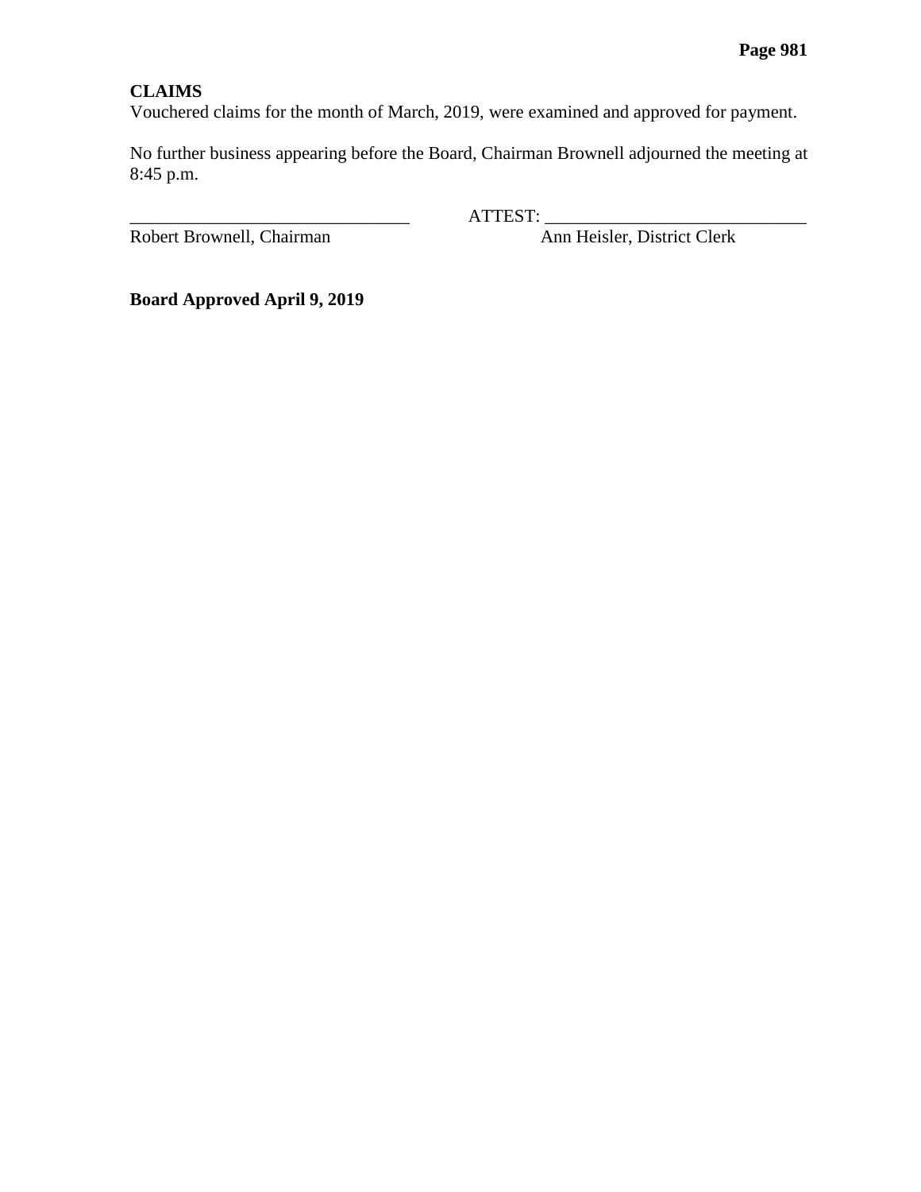**CLAIMS**
Vouchered claims for the month of March, 2019, were examined and approved for payment.

No further business appearing before the Board, Chairman Brownell adjourned the meeting at 8:45 p.m.

_______________________________ ATTEST: _____________________________
Robert Brownell, Chairman Ann Heisler, District Clerk

**Board Approved April 9, 2019**